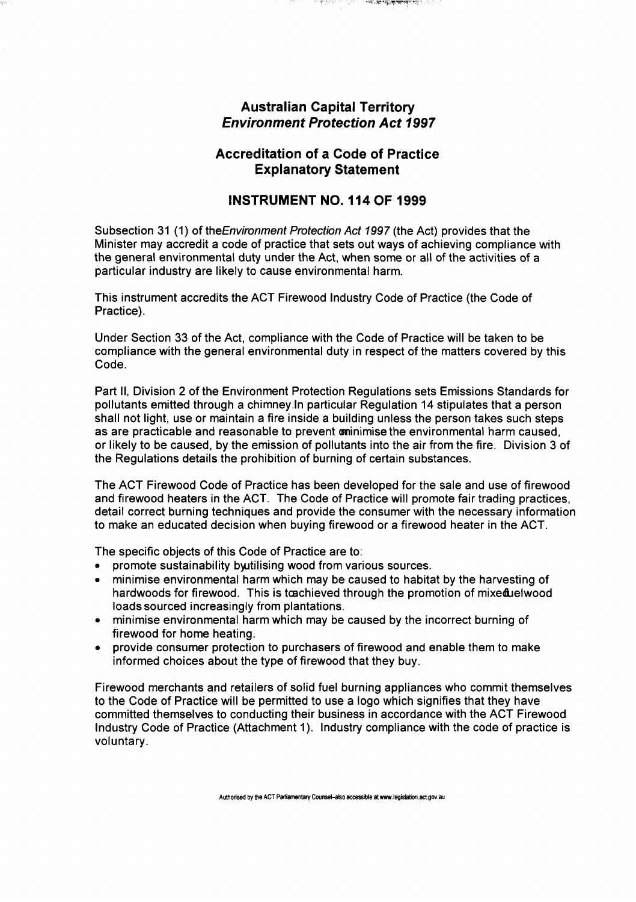# Australian Capital Territory
## *Environment Protection Act 1997*

## Accreditation of a Code of Practice
## Explanatory Statement

## INSTRUMENT NO. 114 OF 1999

Subsection 31 (1) of the *Environment Protection Act 1997* (the Act) provides that the Minister may accredit a code of practice that sets out ways of achieving compliance with the general environmental duty under the Act, when some or all of the activities of a particular industry are likely to cause environmental harm.

This instrument accredits the ACT Firewood Industry Code of Practice (the Code of Practice).

Under Section 33 of the Act, compliance with the Code of Practice will be taken to be compliance with the general environmental duty in respect of the matters covered by this Code.

Part II, Division 2 of the Environment Protection Regulations sets Emissions Standards for pollutants emitted through a chimney. In particular Regulation 14 stipulates that a person shall not light, use or maintain a fire inside a building unless the person takes such steps as are practicable and reasonable to prevent or minimise the environmental harm caused, or likely to be caused, by the emission of pollutants into the air from the fire. Division 3 of the Regulations details the prohibition of burning of certain substances.

The ACT Firewood Code of Practice has been developed for the sale and use of firewood and firewood heaters in the ACT. The Code of Practice will promote fair trading practices, detail correct burning techniques and provide the consumer with the necessary information to make an educated decision when buying firewood or a firewood heater in the ACT.

The specific objects of this Code of Practice are to:

- promote sustainability by utilising wood from various sources.
- minimise environmental harm which may be caused to habitat by the harvesting of hardwoods for firewood. This is to achieved through the promotion of mixed fuelwood loads sourced increasingly from plantations.
- minimise environmental harm which may be caused by the incorrect burning of firewood for home heating.
- provide consumer protection to purchasers of firewood and enable them to make informed choices about the type of firewood that they buy.

Firewood merchants and retailers of solid fuel burning appliances who commit themselves to the Code of Practice will be permitted to use a logo which signifies that they have committed themselves to conducting their business in accordance with the ACT Firewood Industry Code of Practice (Attachment 1). Industry compliance with the code of practice is voluntary.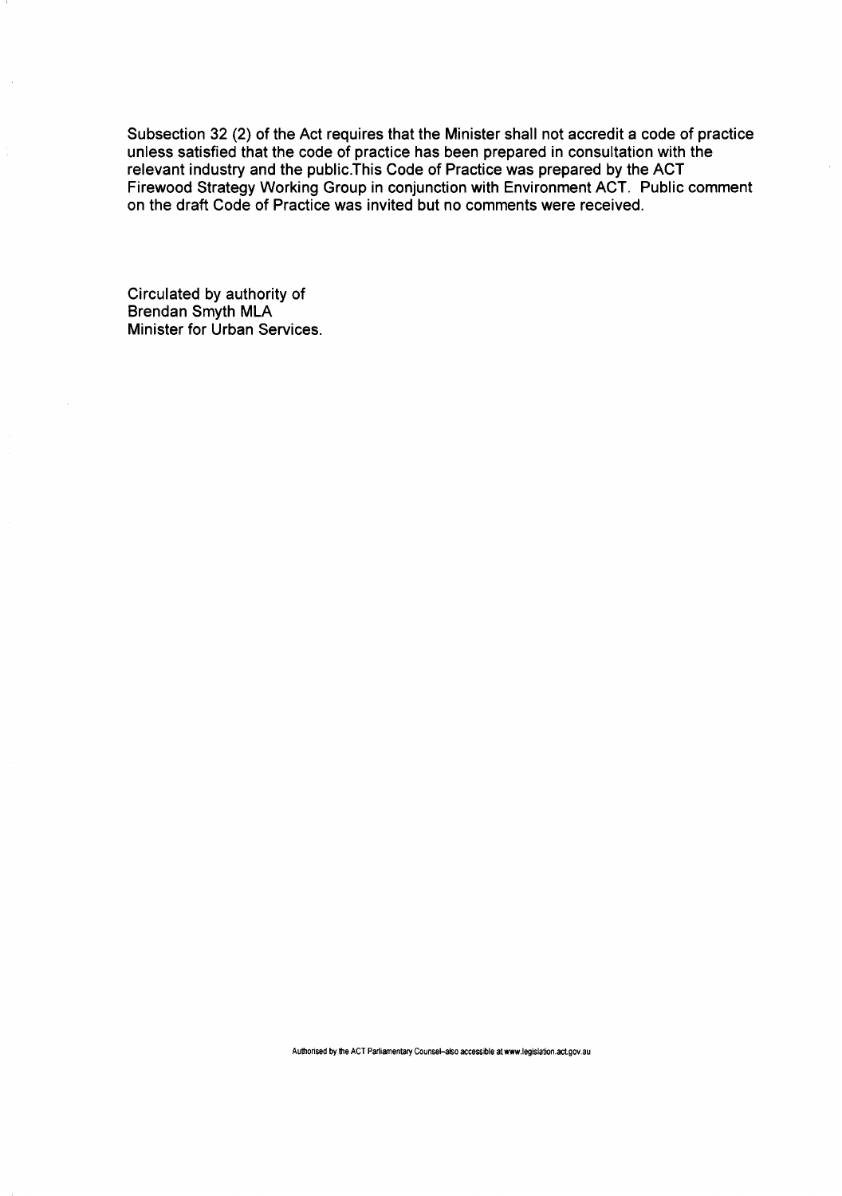Subsection 32 (2) of the Act requires that the Minister shall not accredit a code of practice unless satisfied that the code of practice has been prepared in consultation with the relevant industry and the public.This Code of Practice was prepared by the ACT Firewood Strategy Working Group in conjunction with Environment ACT. Public comment on the draft Code of Practice was invited but no comments were received.

Circulated by authority of
Brendan Smyth MLA
Minister for Urban Services.